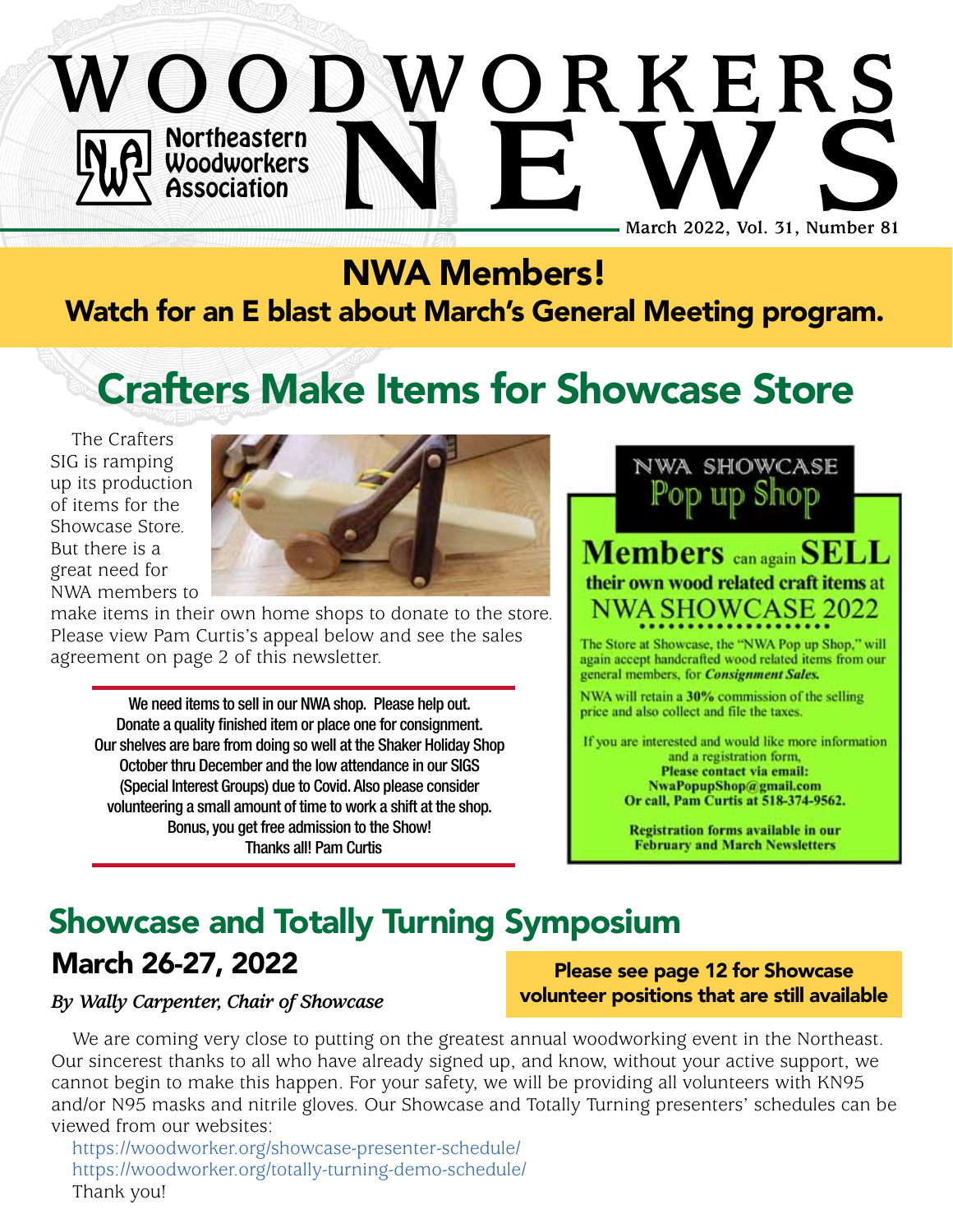# WOODWORKERS NEWS

Northeastern Woodworkers Association

March 2022, Vol. 31, Number 81

## NWA Members!

**Watch for an E blast about March's General Meeting program.**

# Crafters Make Items for Showcase Store

The Crafters SIG is ramping up its production of items for the Showcase Store. But there is a great need for NWA members to make items in their own home shops to donate to the store. Please view Pam Curtis's appeal below and see the sales agreement on page 2 of this newsletter.

> We need items to sell in our NWA shop. Please help out. Donate a quality finished item or place one for consignment. Our shelves are bare from doing so well at the Shaker Holiday Shop October thru December and the low attendance in our SIGS (Special Interest Groups) due to Covid. Also please consider volunteering a small amount of time to work a shift at the shop. Bonus, you get free admission to the Show!
> Thanks all! Pam Curtis

**NWA SHOWCASE Pop up Shop**

**Members** can again **SELL** **their own wood related craft items** at **NWA SHOWCASE 2022**

The Store at Showcase, the "NWA Pop up Shop," will again accept handcrafted wood related items from our general members, for ***Consignment Sales.***

NWA will retain a **30%** commission of the selling price and also collect and file the taxes.

If you are interested and would like more information and a registration form,
**Please contact via email:**
**NwaPopupShop@gmail.com**
**Or call, Pam Curtis at 518-374-9562.**

**Registration forms available in our February and March Newsletters**

## Showcase and Totally Turning Symposium

### March 26-27, 2022

***By Wally Carpenter, Chair of Showcase***

**Please see page 12 for Showcase volunteer positions that are still available**

We are coming very close to putting on the greatest annual woodworking event in the Northeast. Our sincerest thanks to all who have already signed up, and know, without your active support, we cannot begin to make this happen. For your safety, we will be providing all volunteers with KN95 and/or N95 masks and nitrile gloves. Our Showcase and Totally Turning presenters' schedules can be viewed from our websites:

https://woodworker.org/showcase-presenter-schedule/
https://woodworker.org/totally-turning-demo-schedule/
Thank you!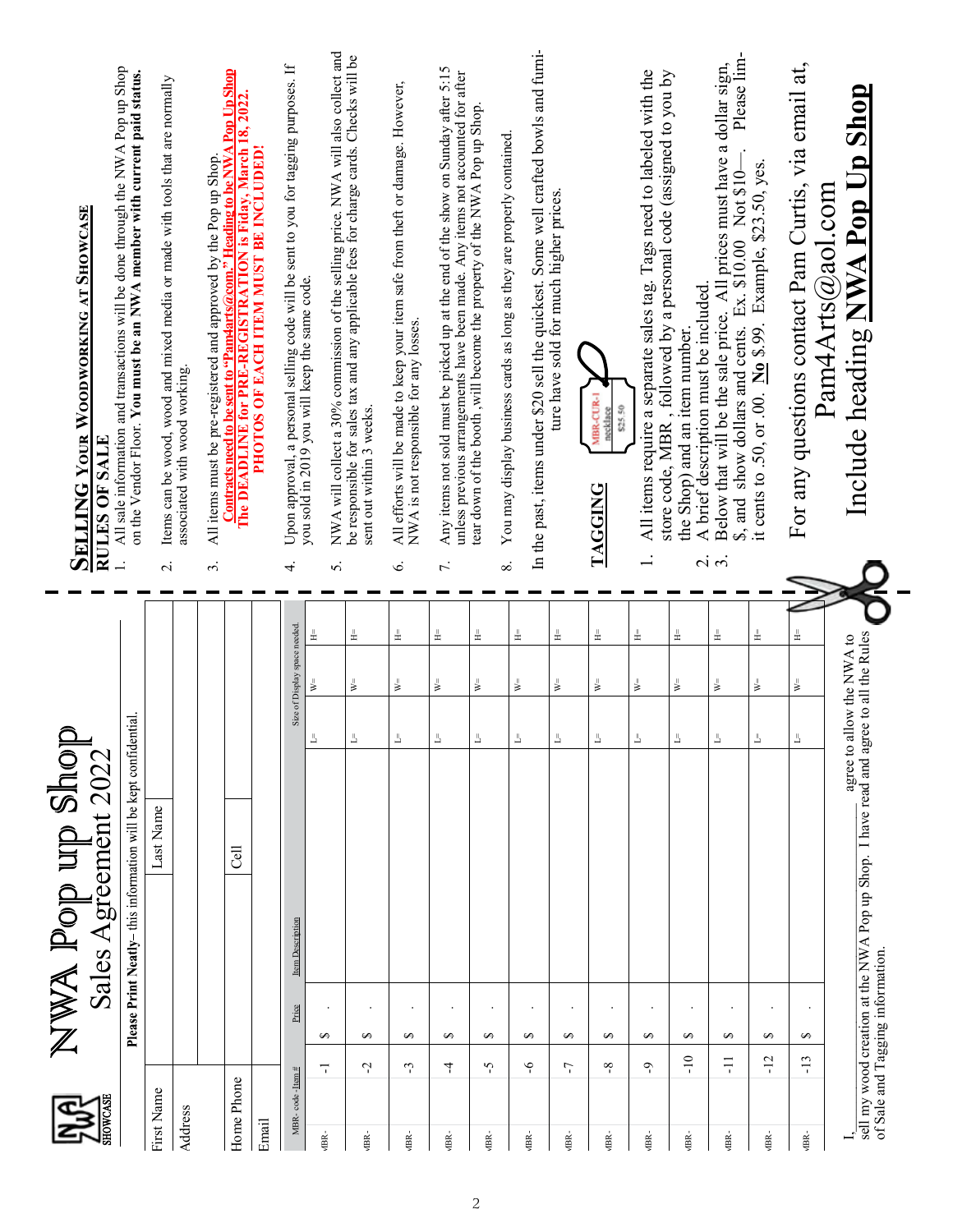# NWA Pop up Shop

## Sales Agreement 2022

**Please Print Neatly**– this information will be kept confidential.

| First Name | | Last Name | |
|---|---|---|---|
| Address | | | |
| | | | |
| Home Phone | | Cell | |
| Email | | | |

| MBR- code - Item # | Price | Item Description | Size of Display space needed. | | |
|---|---|---|---|---|---|
| MBR- -1 | $ . | | L= | W= | H= |
| MBR- -2 | $ . | | L= | W= | H= |
| MBR- -3 | $ . | | L= | W= | H= |
| MBR- -4 | $ . | | L= | W= | H= |
| MBR- -5 | $ . | | L= | W= | H= |
| MBR- -6 | $ . | | L= | W= | H= |
| MBR- -7 | $ . | | L= | W= | H= |
| MBR- -8 | $ . | | L= | W= | H= |
| MBR- -9 | $ . | | L= | W= | H= |
| MBR- -10 | $ . | | L= | W= | H= |
| MBR- -11 | $ . | | L= | W= | H= |
| MBR- -12 | $ . | | L= | W= | H= |
| MBR- -13 | $ . | | L= | W= | H= |

I, \_\_\_\_\_\_\_\_\_\_\_\_\_\_\_\_\_\_\_\_ agree to allow the NWA to sell my wood creation at the NWA Pop up Shop. I have read and agree to all the Rules of Sale and Tagging information.

---

## Selling Your Woodworking at Showcase

### RULES OF SALE

1. All sale information and transactions will be done through the NWA Pop up Shop on the Vendor Floor. **You must be an NWA member with current paid status.**
2. Items can be wood, wood and mixed media or made with tools that are normally associated with wood working.
3. All items must be pre-registered and approved by the Pop up Shop. **Contracts need to be sent to "Pam4arts@com." Heading to be NWA Pop Up Shop The DEADLINE for PRE-REGISTRATION is Friday, March 18, 2022. PHOTOS OF EACH ITEM MUST BE INCLUDED!**
4. Upon approval, a personal selling code will be sent to you for tagging purposes. If you sold in 2019 you will keep the same code.
5. NWA will collect a 30% commission of the selling price. NWA will also collect and be responsible for sales tax and any applicable fees for charge cards. Checks will be sent out within 3 weeks.
6. All efforts will be made to keep your item safe from theft or damage. However, NWA is not responsible for any losses.
7. Any items not sold must be picked up at the end of the show on Sunday after 5:15 unless previous arrangements have been made. Any items not accounted for after tear down of the booth, will become the property of the NWA Pop up Shop.
8. You may display business cards as long as they are properly contained.

In the past, items under $20 sell the quickest. Some well crafted bowls and furniture have sold for much higher prices.

### TAGGING

MBR-CUR-1
necklace
$25.50

1. All items require a separate sales tag. Tags need to labeled with the store code, MBR , followed by a personal code (assigned to you by the Shop) and an item number.
2. A brief description must be included.
3. Below that will be the sale price. All prices must have a dollar sign, $, and show dollars and cents. Ex. $10.00 Not $10—. Please limit cents to .50, or .00. **No** $.99. Example, $23.50, yes.

For any questions contact Pam Curtis, via email at, Pam4Arts@aol.com

Include heading **NWA Pop Up Shop**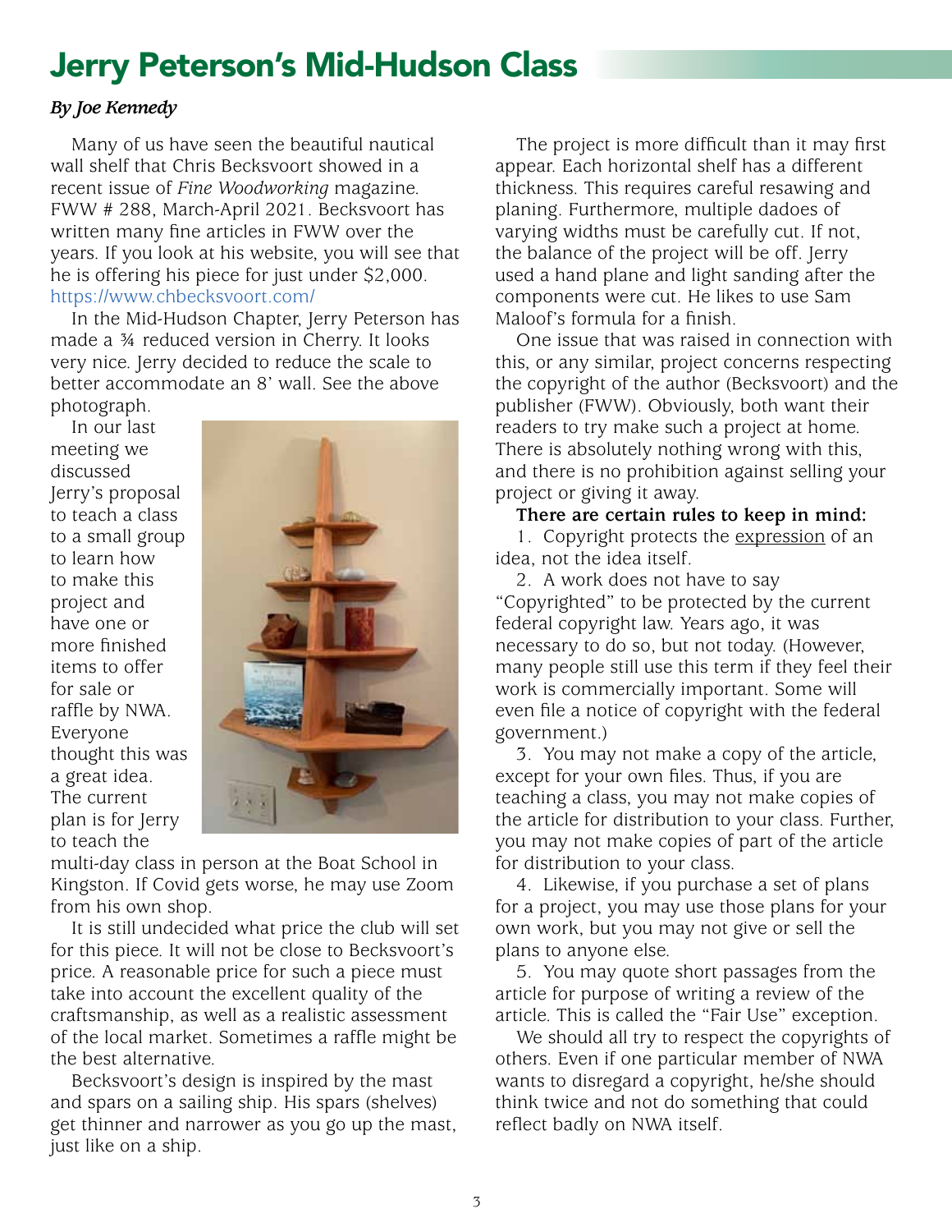# Jerry Peterson's Mid-Hudson Class

*By Joe Kennedy*

Many of us have seen the beautiful nautical wall shelf that Chris Becksvoort showed in a recent issue of *Fine Woodworking* magazine. FWW # 288, March-April 2021. Becksvoort has written many fine articles in FWW over the years. If you look at his website, you will see that he is offering his piece for just under $2,000. https://www.chbecksvoort.com/

In the Mid-Hudson Chapter, Jerry Peterson has made a ¾ reduced version in Cherry. It looks very nice. Jerry decided to reduce the scale to better accommodate an 8' wall. See the above photograph.

In our last meeting we discussed Jerry's proposal to teach a class to a small group to learn how to make this project and have one or more finished items to offer for sale or raffle by NWA. Everyone thought this was a great idea. The current plan is for Jerry to teach the multi-day class in person at the Boat School in Kingston. If Covid gets worse, he may use Zoom from his own shop.

It is still undecided what price the club will set for this piece. It will not be close to Becksvoort's price. A reasonable price for such a piece must take into account the excellent quality of the craftsmanship, as well as a realistic assessment of the local market. Sometimes a raffle might be the best alternative.

Becksvoort's design is inspired by the mast and spars on a sailing ship. His spars (shelves) get thinner and narrower as you go up the mast, just like on a ship.

The project is more difficult than it may first appear. Each horizontal shelf has a different thickness. This requires careful resawing and planing. Furthermore, multiple dadoes of varying widths must be carefully cut. If not, the balance of the project will be off. Jerry used a hand plane and light sanding after the components were cut. He likes to use Sam Maloof's formula for a finish.

One issue that was raised in connection with this, or any similar, project concerns respecting the copyright of the author (Becksvoort) and the publisher (FWW). Obviously, both want their readers to try make such a project at home. There is absolutely nothing wrong with this, and there is no prohibition against selling your project or giving it away.

**There are certain rules to keep in mind:**

1. Copyright protects the <u>expression</u> of an idea, not the idea itself.
2. A work does not have to say "Copyrighted" to be protected by the current federal copyright law. Years ago, it was necessary to do so, but not today. (However, many people still use this term if they feel their work is commercially important. Some will even file a notice of copyright with the federal government.)
3. You may not make a copy of the article, except for your own files. Thus, if you are teaching a class, you may not make copies of the article for distribution to your class. Further, you may not make copies of part of the article for distribution to your class.
4. Likewise, if you purchase a set of plans for a project, you may use those plans for your own work, but you may not give or sell the plans to anyone else.
5. You may quote short passages from the article for purpose of writing a review of the article. This is called the "Fair Use" exception.

We should all try to respect the copyrights of others. Even if one particular member of NWA wants to disregard a copyright, he/she should think twice and not do something that could reflect badly on NWA itself.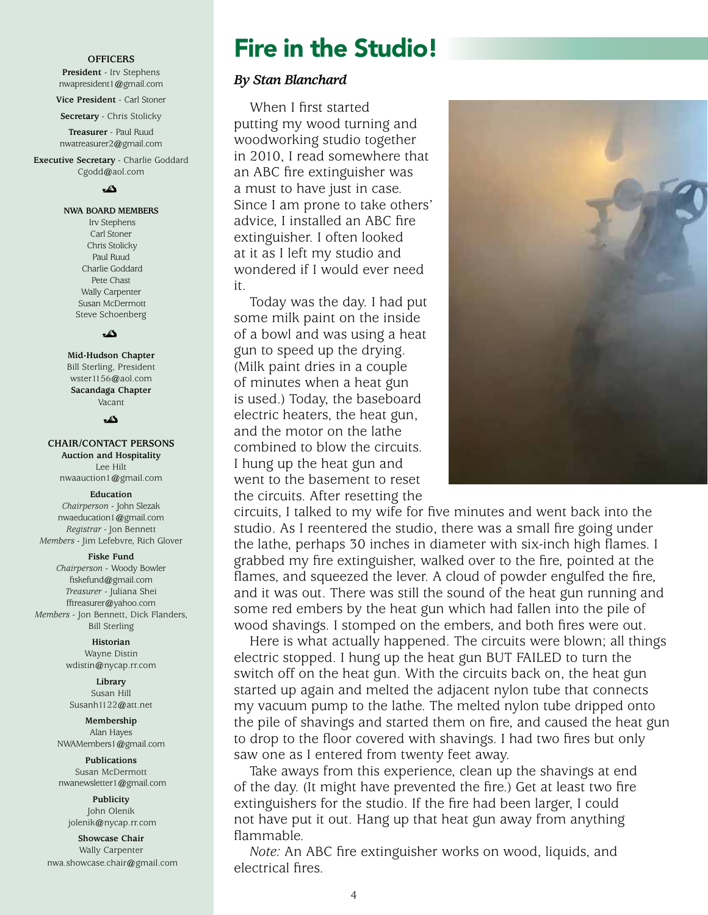**OFFICERS**

**President** - Irv Stephens
nwapresident1@gmail.com

**Vice President** - Carl Stoner

**Secretary** - Chris Stolicky

**Treasurer** - Paul Ruud
nwatreasurer2@gmail.com

**Executive Secretary** - Charlie Goddard
Cgodd@aol.com

**NWA BOARD MEMBERS**

Irv Stephens
Carl Stoner
Chris Stolicky
Paul Ruud
Charlie Goddard
Pete Chast
Wally Carpenter
Susan McDermott
Steve Schoenberg

**Mid-Hudson Chapter**
Bill Sterling, President
wster1156@aol.com

**Sacandaga Chapter**
Vacant

**CHAIR/CONTACT PERSONS**

**Auction and Hospitality**
Lee Hilt
nwaauction1@gmail.com

**Education**
*Chairperson* - John Slezak
nwaeducation1@gmail.com
*Registrar* - Jon Bennett
*Members* - Jim Lefebvre, Rich Glover

**Fiske Fund**
*Chairperson* - Woody Bowler
fiskefund@gmail.com
*Treasurer* - Juliana Shei
fftreasurer@yahoo.com
*Members* - Jon Bennett, Dick Flanders, Bill Sterling

**Historian**
Wayne Distin
wdistin@nycap.rr.com

**Library**
Susan Hill
Susanh1122@att.net

**Membership**
Alan Hayes
NWAMembers1@gmail.com

**Publications**
Susan McDermott
nwanewsletter1@gmail.com

**Publicity**
John Olenik
jolenik@nycap.rr.com

**Showcase Chair**
Wally Carpenter
nwa.showcase.chair@gmail.com

# Fire in the Studio!

***By Stan Blanchard***

When I first started putting my wood turning and woodworking studio together in 2010, I read somewhere that an ABC fire extinguisher was a must to have just in case. Since I am prone to take others' advice, I installed an ABC fire extinguisher. I often looked at it as I left my studio and wondered if I would ever need it.

Today was the day. I had put some milk paint on the inside of a bowl and was using a heat gun to speed up the drying. (Milk paint dries in a couple of minutes when a heat gun is used.) Today, the baseboard electric heaters, the heat gun, and the motor on the lathe combined to blow the circuits. I hung up the heat gun and went to the basement to reset the circuits. After resetting the circuits, I talked to my wife for five minutes and went back into the studio. As I reentered the studio, there was a small fire going under the lathe, perhaps 30 inches in diameter with six-inch high flames. I grabbed my fire extinguisher, walked over to the fire, pointed at the flames, and squeezed the lever. A cloud of powder engulfed the fire, and it was out. There was still the sound of the heat gun running and some red embers by the heat gun which had fallen into the pile of wood shavings. I stomped on the embers, and both fires were out.

Here is what actually happened. The circuits were blown; all things electric stopped. I hung up the heat gun BUT FAILED to turn the switch off on the heat gun. With the circuits back on, the heat gun started up again and melted the adjacent nylon tube that connects my vacuum pump to the lathe. The melted nylon tube dripped onto the pile of shavings and started them on fire, and caused the heat gun to drop to the floor covered with shavings. I had two fires but only saw one as I entered from twenty feet away.

Take aways from this experience, clean up the shavings at end of the day. (It might have prevented the fire.) Get at least two fire extinguishers for the studio. If the fire had been larger, I could not have put it out. Hang up that heat gun away from anything flammable.

*Note:* An ABC fire extinguisher works on wood, liquids, and electrical fires.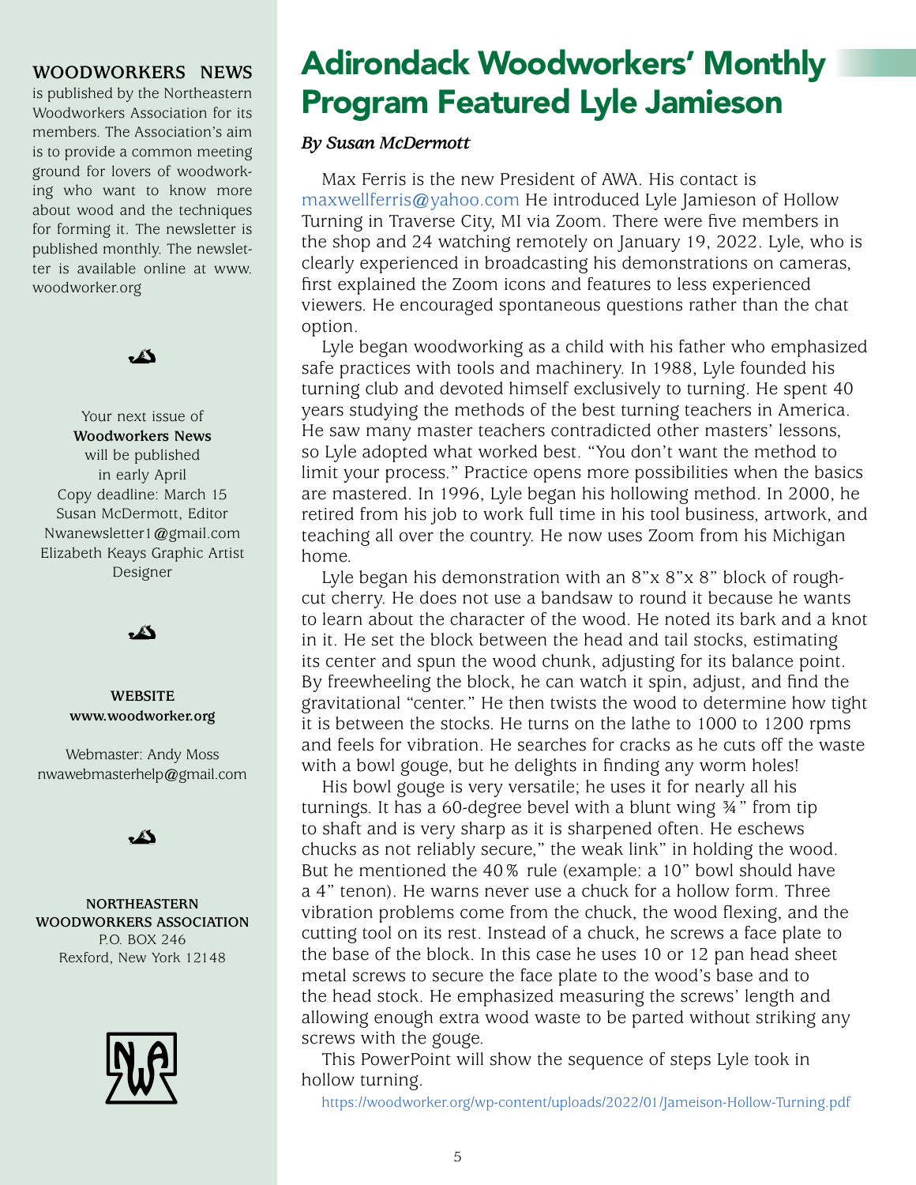**WOODWORKERS NEWS** is published by the Northeastern Woodworkers Association for its members. The Association's aim is to provide a common meeting ground for lovers of woodworking who want to know more about wood and the techniques for forming it. The newsletter is published monthly. The newsletter is available online at www.woodworker.org

Your next issue of **Woodworkers News** will be published in early April
Copy deadline: March 15
Susan McDermott, Editor
Nwanewsletter1@gmail.com
Elizabeth Keays Graphic Artist Designer

**WEBSITE**
**www.woodworker.org**

Webmaster: Andy Moss
nwawebmasterhelp@gmail.com

**NORTHEASTERN WOODWORKERS ASSOCIATION**
P.O. BOX 246
Rexford, New York 12148

# Adirondack Woodworkers' Monthly Program Featured Lyle Jamieson

***By Susan McDermott***

Max Ferris is the new President of AWA. His contact is maxwellferris@yahoo.com He introduced Lyle Jamieson of Hollow Turning in Traverse City, MI via Zoom. There were five members in the shop and 24 watching remotely on January 19, 2022. Lyle, who is clearly experienced in broadcasting his demonstrations on cameras, first explained the Zoom icons and features to less experienced viewers. He encouraged spontaneous questions rather than the chat option.

Lyle began woodworking as a child with his father who emphasized safe practices with tools and machinery. In 1988, Lyle founded his turning club and devoted himself exclusively to turning. He spent 40 years studying the methods of the best turning teachers in America. He saw many master teachers contradicted other masters' lessons, so Lyle adopted what worked best. "You don't want the method to limit your process." Practice opens more possibilities when the basics are mastered. In 1996, Lyle began his hollowing method. In 2000, he retired from his job to work full time in his tool business, artwork, and teaching all over the country. He now uses Zoom from his Michigan home.

Lyle began his demonstration with an 8"x 8"x 8" block of rough-cut cherry. He does not use a bandsaw to round it because he wants to learn about the character of the wood. He noted its bark and a knot in it. He set the block between the head and tail stocks, estimating its center and spun the wood chunk, adjusting for its balance point. By freewheeling the block, he can watch it spin, adjust, and find the gravitational "center." He then twists the wood to determine how tight it is between the stocks. He turns on the lathe to 1000 to 1200 rpms and feels for vibration. He searches for cracks as he cuts off the waste with a bowl gouge, but he delights in finding any worm holes!

His bowl gouge is very versatile; he uses it for nearly all his turnings. It has a 60-degree bevel with a blunt wing ¾" from tip to shaft and is very sharp as it is sharpened often. He eschews chucks as not reliably secure," the weak link" in holding the wood. But he mentioned the 40% rule (example: a 10" bowl should have a 4" tenon). He warns never use a chuck for a hollow form. Three vibration problems come from the chuck, the wood flexing, and the cutting tool on its rest. Instead of a chuck, he screws a face plate to the base of the block. In this case he uses 10 or 12 pan head sheet metal screws to secure the face plate to the wood's base and to the head stock. He emphasized measuring the screws' length and allowing enough extra wood waste to be parted without striking any screws with the gouge.

This PowerPoint will show the sequence of steps Lyle took in hollow turning.

https://woodworker.org/wp-content/uploads/2022/01/Jameison-Hollow-Turning.pdf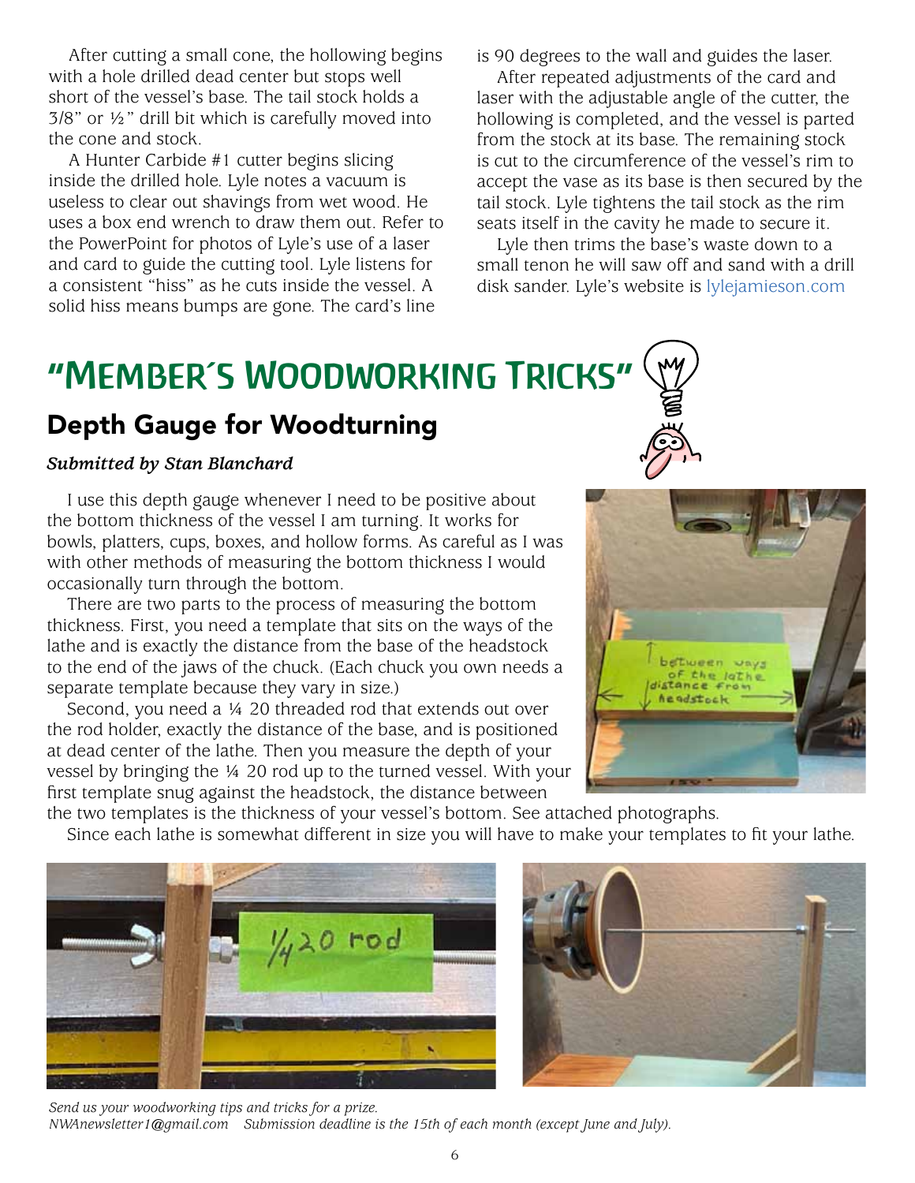After cutting a small cone, the hollowing begins with a hole drilled dead center but stops well short of the vessel's base. The tail stock holds a 3/8" or ½" drill bit which is carefully moved into the cone and stock.

A Hunter Carbide #1 cutter begins slicing inside the drilled hole. Lyle notes a vacuum is useless to clear out shavings from wet wood. He uses a box end wrench to draw them out. Refer to the PowerPoint for photos of Lyle's use of a laser and card to guide the cutting tool. Lyle listens for a consistent "hiss" as he cuts inside the vessel. A solid hiss means bumps are gone. The card's line is 90 degrees to the wall and guides the laser.

After repeated adjustments of the card and laser with the adjustable angle of the cutter, the hollowing is completed, and the vessel is parted from the stock at its base. The remaining stock is cut to the circumference of the vessel's rim to accept the vase as its base is then secured by the tail stock. Lyle tightens the tail stock as the rim seats itself in the cavity he made to secure it.

Lyle then trims the base's waste down to a small tenon he will saw off and sand with a drill disk sander. Lyle's website is lylejamieson.com

# "Member's Woodworking Tricks"

## Depth Gauge for Woodturning

***Submitted by Stan Blanchard***

I use this depth gauge whenever I need to be positive about the bottom thickness of the vessel I am turning. It works for bowls, platters, cups, boxes, and hollow forms. As careful as I was with other methods of measuring the bottom thickness I would occasionally turn through the bottom.

There are two parts to the process of measuring the bottom thickness. First, you need a template that sits on the ways of the lathe and is exactly the distance from the base of the headstock to the end of the jaws of the chuck. (Each chuck you own needs a separate template because they vary in size.)

Second, you need a ¼ 20 threaded rod that extends out over the rod holder, exactly the distance of the base, and is positioned at dead center of the lathe. Then you measure the depth of your vessel by bringing the ¼ 20 rod up to the turned vessel. With your first template snug against the headstock, the distance between the two templates is the thickness of your vessel's bottom. See attached photographs.

Since each lathe is somewhat different in size you will have to make your templates to fit your lathe.

*Send us your woodworking tips and tricks for a prize.*
*NWAnewsletter1@gmail.com Submission deadline is the 15th of each month (except June and July).*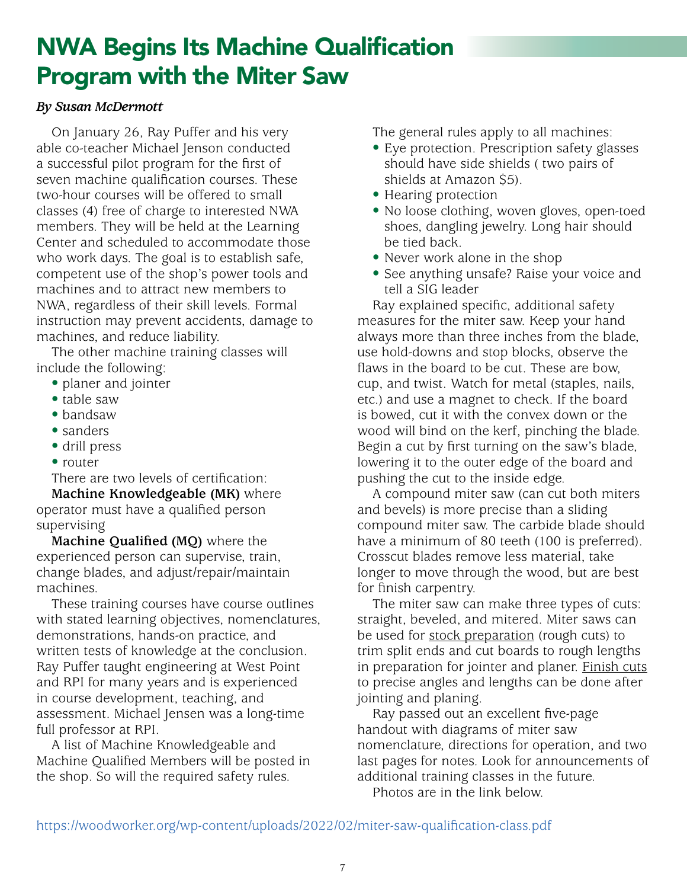# NWA Begins Its Machine Qualification Program with the Miter Saw

***By Susan McDermott***

On January 26, Ray Puffer and his very able co-teacher Michael Jenson conducted a successful pilot program for the first of seven machine qualification courses. These two-hour courses will be offered to small classes (4) free of charge to interested NWA members. They will be held at the Learning Center and scheduled to accommodate those who work days. The goal is to establish safe, competent use of the shop's power tools and machines and to attract new members to NWA, regardless of their skill levels. Formal instruction may prevent accidents, damage to machines, and reduce liability.

The other machine training classes will include the following:

- planer and jointer
- table saw
- bandsaw
- sanders
- drill press
- router

There are two levels of certification:

**Machine Knowledgeable (MK)** where operator must have a qualified person supervising

**Machine Qualified (MQ)** where the experienced person can supervise, train, change blades, and adjust/repair/maintain machines.

These training courses have course outlines with stated learning objectives, nomenclatures, demonstrations, hands-on practice, and written tests of knowledge at the conclusion. Ray Puffer taught engineering at West Point and RPI for many years and is experienced in course development, teaching, and assessment. Michael Jensen was a long-time full professor at RPI.

A list of Machine Knowledgeable and Machine Qualified Members will be posted in the shop. So will the required safety rules.

The general rules apply to all machines:

- Eye protection. Prescription safety glasses should have side shields ( two pairs of shields at Amazon $5).
- Hearing protection
- No loose clothing, woven gloves, open-toed shoes, dangling jewelry. Long hair should be tied back.
- Never work alone in the shop
- See anything unsafe? Raise your voice and tell a SIG leader

Ray explained specific, additional safety measures for the miter saw. Keep your hand always more than three inches from the blade, use hold-downs and stop blocks, observe the flaws in the board to be cut. These are bow, cup, and twist. Watch for metal (staples, nails, etc.) and use a magnet to check. If the board is bowed, cut it with the convex down or the wood will bind on the kerf, pinching the blade. Begin a cut by first turning on the saw's blade, lowering it to the outer edge of the board and pushing the cut to the inside edge.

A compound miter saw (can cut both miters and bevels) is more precise than a sliding compound miter saw. The carbide blade should have a minimum of 80 teeth (100 is preferred). Crosscut blades remove less material, take longer to move through the wood, but are best for finish carpentry.

The miter saw can make three types of cuts: straight, beveled, and mitered. Miter saws can be used for stock preparation (rough cuts) to trim split ends and cut boards to rough lengths in preparation for jointer and planer. Finish cuts to precise angles and lengths can be done after jointing and planing.

Ray passed out an excellent five-page handout with diagrams of miter saw nomenclature, directions for operation, and two last pages for notes. Look for announcements of additional training classes in the future.

Photos are in the link below.

https://woodworker.org/wp-content/uploads/2022/02/miter-saw-qualification-class.pdf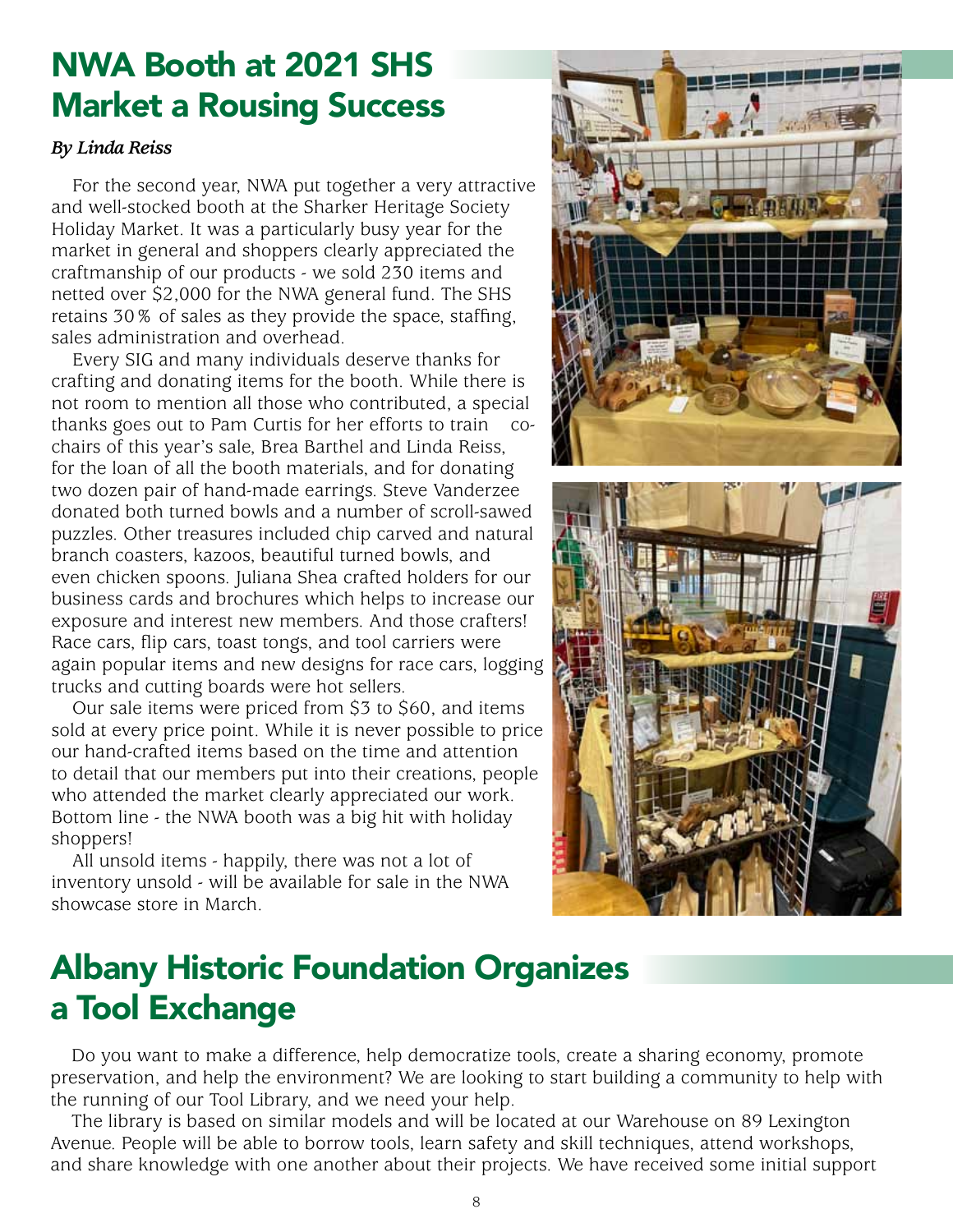## NWA Booth at 2021 SHS Market a Rousing Success

***By Linda Reiss***

For the second year, NWA put together a very attractive and well-stocked booth at the Sharker Heritage Society Holiday Market. It was a particularly busy year for the market in general and shoppers clearly appreciated the craftmanship of our products - we sold 230 items and netted over $2,000 for the NWA general fund. The SHS retains 30% of sales as they provide the space, staffing, sales administration and overhead.

Every SIG and many individuals deserve thanks for crafting and donating items for the booth. While there is not room to mention all those who contributed, a special thanks goes out to Pam Curtis for her efforts to train co-chairs of this year's sale, Brea Barthel and Linda Reiss, for the loan of all the booth materials, and for donating two dozen pair of hand-made earrings. Steve Vanderzee donated both turned bowls and a number of scroll-sawed puzzles. Other treasures included chip carved and natural branch coasters, kazoos, beautiful turned bowls, and even chicken spoons. Juliana Shea crafted holders for our business cards and brochures which helps to increase our exposure and interest new members. And those crafters! Race cars, flip cars, toast tongs, and tool carriers were again popular items and new designs for race cars, logging trucks and cutting boards were hot sellers.

Our sale items were priced from $3 to $60, and items sold at every price point. While it is never possible to price our hand-crafted items based on the time and attention to detail that our members put into their creations, people who attended the market clearly appreciated our work. Bottom line - the NWA booth was a big hit with holiday shoppers!

All unsold items - happily, there was not a lot of inventory unsold - will be available for sale in the NWA showcase store in March.

## Albany Historic Foundation Organizes a Tool Exchange

Do you want to make a difference, help democratize tools, create a sharing economy, promote preservation, and help the environment? We are looking to start building a community to help with the running of our Tool Library, and we need your help.

The library is based on similar models and will be located at our Warehouse on 89 Lexington Avenue. People will be able to borrow tools, learn safety and skill techniques, attend workshops, and share knowledge with one another about their projects. We have received some initial support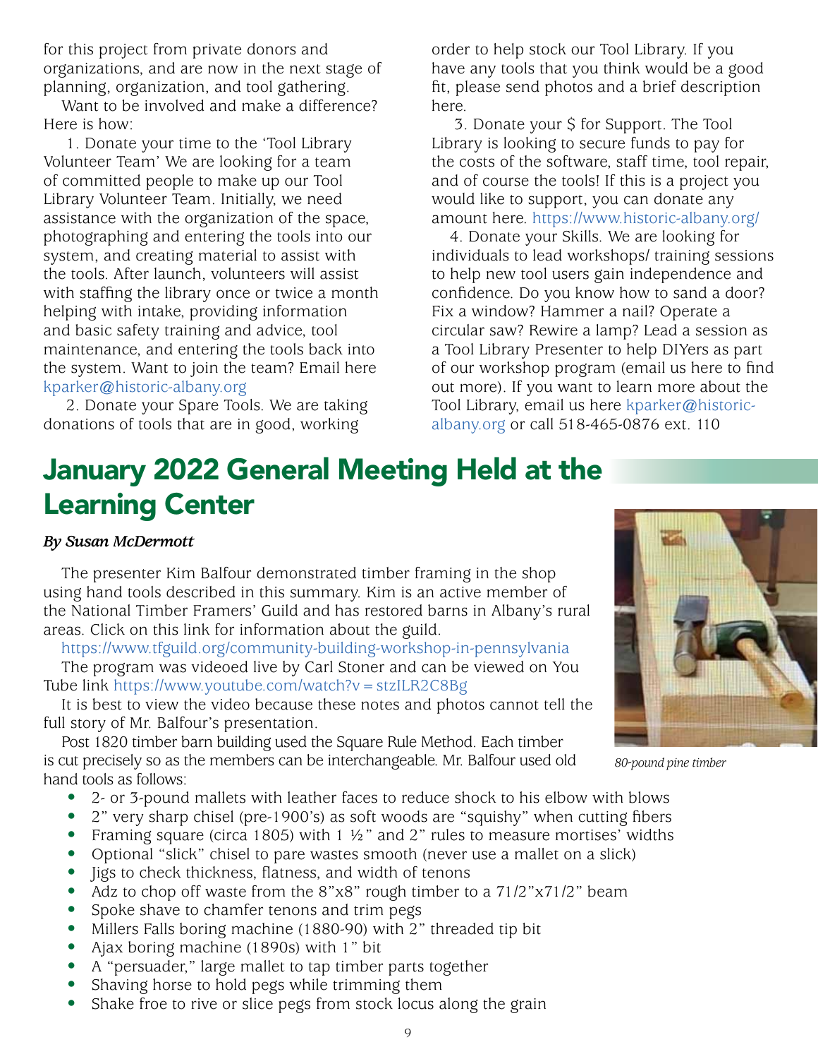for this project from private donors and organizations, and are now in the next stage of planning, organization, and tool gathering.

Want to be involved and make a difference? Here is how:

1. Donate your time to the 'Tool Library Volunteer Team' We are looking for a team of committed people to make up our Tool Library Volunteer Team. Initially, we need assistance with the organization of the space, photographing and entering the tools into our system, and creating material to assist with the tools. After launch, volunteers will assist with staffing the library once or twice a month helping with intake, providing information and basic safety training and advice, tool maintenance, and entering the tools back into the system. Want to join the team? Email here kparker@historic-albany.org

2. Donate your Spare Tools. We are taking donations of tools that are in good, working order to help stock our Tool Library. If you have any tools that you think would be a good fit, please send photos and a brief description here.

3. Donate your $ for Support. The Tool Library is looking to secure funds to pay for the costs of the software, staff time, tool repair, and of course the tools! If this is a project you would like to support, you can donate any amount here. https://www.historic-albany.org/

4. Donate your Skills. We are looking for individuals to lead workshops/ training sessions to help new tool users gain independence and confidence. Do you know how to sand a door? Fix a window? Hammer a nail? Operate a circular saw? Rewire a lamp? Lead a session as a Tool Library Presenter to help DIYers as part of our workshop program (email us here to find out more). If you want to learn more about the Tool Library, email us here kparker@historic-albany.org or call 518-465-0876 ext. 110

# January 2022 General Meeting Held at the Learning Center

***By Susan McDermott***

The presenter Kim Balfour demonstrated timber framing in the shop using hand tools described in this summary. Kim is an active member of the National Timber Framers' Guild and has restored barns in Albany's rural areas. Click on this link for information about the guild.

https://www.tfguild.org/community-building-workshop-in-pennsylvania

The program was videoed live by Carl Stoner and can be viewed on You Tube link https://www.youtube.com/watch?v=stzILR2C8Bg

It is best to view the video because these notes and photos cannot tell the full story of Mr. Balfour's presentation.

*80-pound pine timber*

Post 1820 timber barn building used the Square Rule Method. Each timber is cut precisely so as the members can be interchangeable. Mr. Balfour used old hand tools as follows:

- 2- or 3-pound mallets with leather faces to reduce shock to his elbow with blows
- 2" very sharp chisel (pre-1900's) as soft woods are "squishy" when cutting fibers
- Framing square (circa 1805) with 1 ½" and 2" rules to measure mortises' widths
- Optional "slick" chisel to pare wastes smooth (never use a mallet on a slick)
- Jigs to check thickness, flatness, and width of tenons
- Adz to chop off waste from the 8"x8" rough timber to a 71/2"x71/2" beam
- Spoke shave to chamfer tenons and trim pegs
- Millers Falls boring machine (1880-90) with 2" threaded tip bit
- Ajax boring machine (1890s) with 1" bit
- A "persuader," large mallet to tap timber parts together
- Shaving horse to hold pegs while trimming them
- Shake froe to rive or slice pegs from stock locus along the grain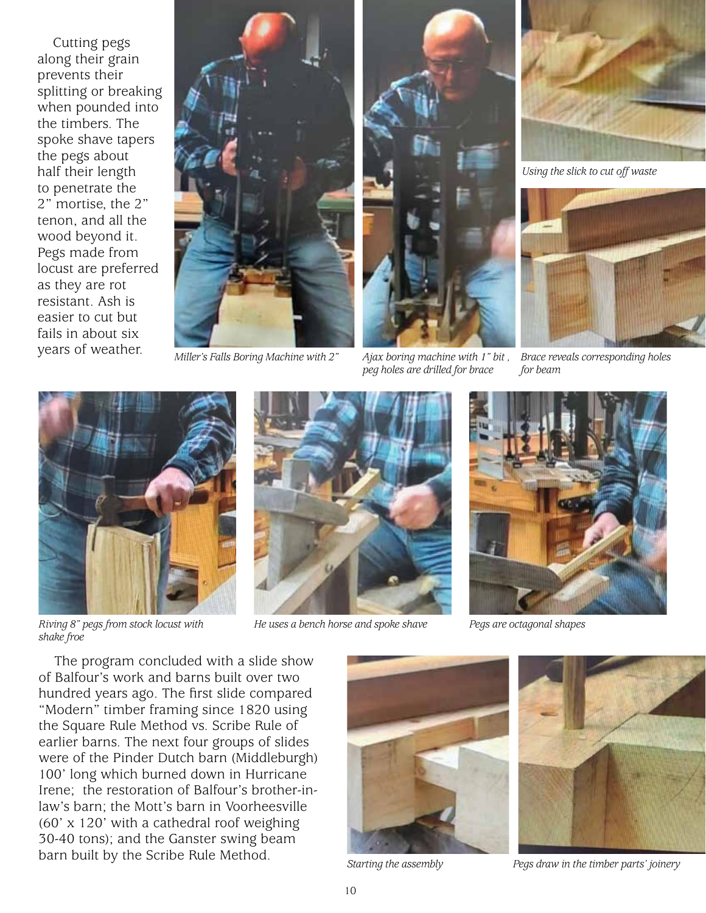Cutting pegs along their grain prevents their splitting or breaking when pounded into the timbers. The spoke shave tapers the pegs about half their length to penetrate the 2” mortise, the 2” tenon, and all the wood beyond it. Pegs made from locust are preferred as they are rot resistant. Ash is easier to cut but fails in about six years of weather.

*Miller's Falls Boring Machine with 2”*

*Ajax boring machine with 1” bit , peg holes are drilled for brace*

*Using the slick to cut off waste*

*Brace reveals corresponding holes for beam*

*Riving 8” pegs from stock locust with shake froe*

*He uses a bench horse and spoke shave*

*Pegs are octagonal shapes*

The program concluded with a slide show of Balfour's work and barns built over two hundred years ago. The first slide compared “Modern” timber framing since 1820 using the Square Rule Method vs. Scribe Rule of earlier barns. The next four groups of slides were of the Pinder Dutch barn (Middleburgh) 100' long which burned down in Hurricane Irene; the restoration of Balfour's brother-in-law's barn; the Mott's barn in Voorheesville (60' x 120' with a cathedral roof weighing 30-40 tons); and the Ganster swing beam barn built by the Scribe Rule Method.

*Starting the assembly*

*Pegs draw in the timber parts' joinery*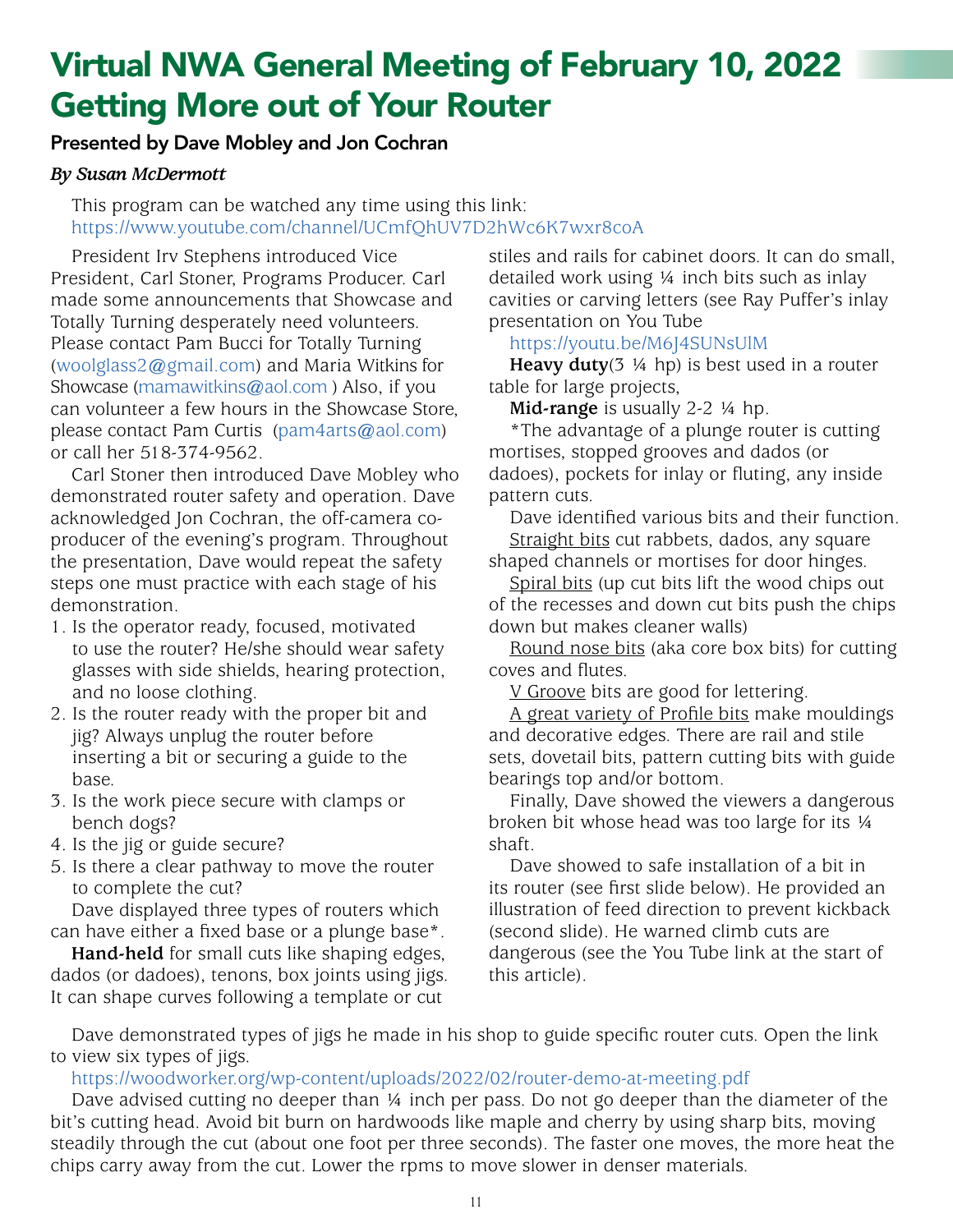# Virtual NWA General Meeting of February 10, 2022
# Getting More out of Your Router

### Presented by Dave Mobley and Jon Cochran

***By Susan McDermott***

This program can be watched any time using this link: https://www.youtube.com/channel/UCmfQhUV7D2hWc6K7wxr8coA

President Irv Stephens introduced Vice President, Carl Stoner, Programs Producer. Carl made some announcements that Showcase and Totally Turning desperately need volunteers. Please contact Pam Bucci for Totally Turning (woolglass2@gmail.com) and Maria Witkins for Showcase (mamawitkins@aol.com ) Also, if you can volunteer a few hours in the Showcase Store, please contact Pam Curtis (pam4arts@aol.com) or call her 518-374-9562.

Carl Stoner then introduced Dave Mobley who demonstrated router safety and operation. Dave acknowledged Jon Cochran, the off-camera co-producer of the evening's program. Throughout the presentation, Dave would repeat the safety steps one must practice with each stage of his demonstration.

1. Is the operator ready, focused, motivated to use the router? He/she should wear safety glasses with side shields, hearing protection, and no loose clothing.
2. Is the router ready with the proper bit and jig? Always unplug the router before inserting a bit or securing a guide to the base.
3. Is the work piece secure with clamps or bench dogs?
4. Is the jig or guide secure?
5. Is there a clear pathway to move the router to complete the cut?

Dave displayed three types of routers which can have either a fixed base or a plunge base*.

**Hand-held** for small cuts like shaping edges, dados (or dadoes), tenons, box joints using jigs. It can shape curves following a template or cut stiles and rails for cabinet doors. It can do small, detailed work using ¼ inch bits such as inlay cavities or carving letters (see Ray Puffer's inlay presentation on You Tube https://youtu.be/M6J4SUNsUlM

**Heavy duty**(3 ¼ hp) is best used in a router table for large projects,

**Mid-range** is usually 2-2 ¼ hp.

*The advantage of a plunge router is cutting mortises, stopped grooves and dados (or dadoes), pockets for inlay or fluting, any inside pattern cuts.

Dave identified various bits and their function.

<u>Straight bits</u> cut rabbets, dados, any square shaped channels or mortises for door hinges.

<u>Spiral bits</u> (up cut bits lift the wood chips out of the recesses and down cut bits push the chips down but makes cleaner walls)

<u>Round nose bits</u> (aka core box bits) for cutting coves and flutes.

<u>V Groove</u> bits are good for lettering.

<u>A great variety of Profile bits</u> make mouldings and decorative edges. There are rail and stile sets, dovetail bits, pattern cutting bits with guide bearings top and/or bottom.

Finally, Dave showed the viewers a dangerous broken bit whose head was too large for its ¼ shaft.

Dave showed to safe installation of a bit in its router (see first slide below). He provided an illustration of feed direction to prevent kickback (second slide). He warned climb cuts are dangerous (see the You Tube link at the start of this article).

Dave demonstrated types of jigs he made in his shop to guide specific router cuts. Open the link to view six types of jigs.

https://woodworker.org/wp-content/uploads/2022/02/router-demo-at-meeting.pdf

Dave advised cutting no deeper than ¼ inch per pass. Do not go deeper than the diameter of the bit's cutting head. Avoid bit burn on hardwoods like maple and cherry by using sharp bits, moving steadily through the cut (about one foot per three seconds). The faster one moves, the more heat the chips carry away from the cut. Lower the rpms to move slower in denser materials.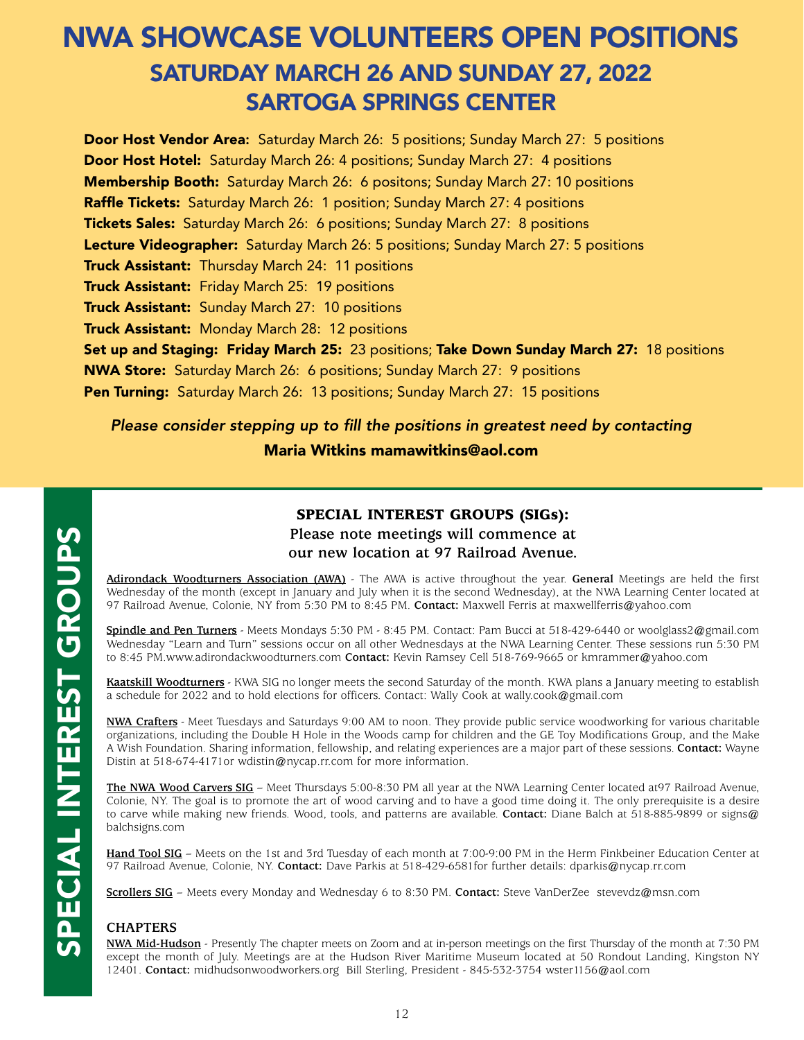# NWA SHOWCASE VOLUNTEERS OPEN POSITIONS

## SATURDAY MARCH 26 AND SUNDAY 27, 2022
## SARTOGA SPRINGS CENTER

**Door Host Vendor Area:** Saturday March 26: 5 positions; Sunday March 27: 5 positions
**Door Host Hotel:** Saturday March 26: 4 positions; Sunday March 27: 4 positions
**Membership Booth:** Saturday March 26: 6 positons; Sunday March 27: 10 positions
**Raffle Tickets:** Saturday March 26: 1 position; Sunday March 27: 4 positions
**Tickets Sales:** Saturday March 26: 6 positions; Sunday March 27: 8 positions
**Lecture Videographer:** Saturday March 26: 5 positions; Sunday March 27: 5 positions
**Truck Assistant:** Thursday March 24: 11 positions
**Truck Assistant:** Friday March 25: 19 positions
**Truck Assistant:** Sunday March 27: 10 positions
**Truck Assistant:** Monday March 28: 12 positions
**Set up and Staging: Friday March 25:** 23 positions; **Take Down Sunday March 27:** 18 positions
**NWA Store:** Saturday March 26: 6 positions; Sunday March 27: 9 positions
**Pen Turning:** Saturday March 26: 13 positions; Sunday March 27: 15 positions

*Please consider stepping up to fill the positions in greatest need by contacting*
**Maria Witkins mamawitkins@aol.com**

# SPECIAL INTEREST GROUPS

### SPECIAL INTEREST GROUPS (SIGs):
**Please note meetings will commence at our new location at 97 Railroad Avenue.**

**Adirondack Woodturners Association (AWA)** - The AWA is active throughout the year. **General** Meetings are held the first Wednesday of the month (except in January and July when it is the second Wednesday), at the NWA Learning Center located at 97 Railroad Avenue, Colonie, NY from 5:30 PM to 8:45 PM. **Contact:** Maxwell Ferris at maxwellferris@yahoo.com

**Spindle and Pen Turners** - Meets Mondays 5:30 PM - 8:45 PM. Contact: Pam Bucci at 518-429-6440 or woolglass2@gmail.com Wednesday "Learn and Turn" sessions occur on all other Wednesdays at the NWA Learning Center. These sessions run 5:30 PM to 8:45 PM.www.adirondackwoodturners.com **Contact:** Kevin Ramsey Cell 518-769-9665 or kmrammer@yahoo.com

**Kaatskill Woodturners** - KWA SIG no longer meets the second Saturday of the month. KWA plans a January meeting to establish a schedule for 2022 and to hold elections for officers. Contact: Wally Cook at wally.cook@gmail.com

**NWA Crafters** - Meet Tuesdays and Saturdays 9:00 AM to noon. They provide public service woodworking for various charitable organizations, including the Double H Hole in the Woods camp for children and the GE Toy Modifications Group, and the Make A Wish Foundation. Sharing information, fellowship, and relating experiences are a major part of these sessions. **Contact:** Wayne Distin at 518-674-4171or wdistin@nycap.rr.com for more information.

**The NWA Wood Carvers SIG** – Meet Thursdays 5:00-8:30 PM all year at the NWA Learning Center located at97 Railroad Avenue, Colonie, NY. The goal is to promote the art of wood carving and to have a good time doing it. The only prerequisite is a desire to carve while making new friends. Wood, tools, and patterns are available. **Contact:** Diane Balch at 518-885-9899 or signs@balchsigns.com

**Hand Tool SIG** – Meets on the 1st and 3rd Tuesday of each month at 7:00-9:00 PM in the Herm Finkbeiner Education Center at 97 Railroad Avenue, Colonie, NY. **Contact:** Dave Parkis at 518-429-6581for further details: dparkis@nycap.rr.com

**Scrollers SIG** – Meets every Monday and Wednesday 6 to 8:30 PM. **Contact:** Steve VanDerZee stevevdz@msn.com

### CHAPTERS

**NWA Mid-Hudson** - Presently The chapter meets on Zoom and at in-person meetings on the first Thursday of the month at 7:30 PM except the month of July. Meetings are at the Hudson River Maritime Museum located at 50 Rondout Landing, Kingston NY 12401. **Contact:** midhudsonwoodworkers.org Bill Sterling, President - 845-532-3754 wster1156@aol.com